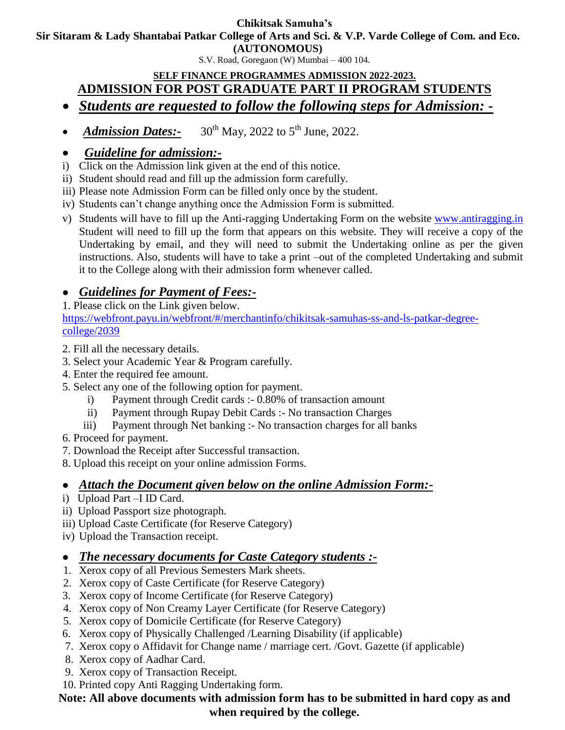**Chikitsak Samuha's**

**Sir Sitaram & Lady Shantabai Patkar College of Arts and Sci. & V.P. Varde College of Com. and Eco.**

**(AUTONOMOUS)**

S.V. Road, Goregaon (W) Mumbai – 400 104.

## SELF FINANCE PROGRAMMES ADMISSION 2022-2023.

## ADMISSION FOR POST GRADUATE PART II PROGRAM STUDENTS

- ***Students are requested to follow the following steps for Admission: -***

- ***Admission Dates:-*** 30th May, 2022 to 5th June, 2022.

- ***Guideline for admission:-***

i) Click on the Admission link given at the end of this notice.

ii) Student should read and fill up the admission form carefully.

iii) Please note Admission Form can be filled only once by the student.

iv) Students can't change anything once the Admission Form is submitted.

v) Students will have to fill up the Anti-ragging Undertaking Form on the website www.antiragging.in Student will need to fill up the form that appears on this website. They will receive a copy of the Undertaking by email, and they will need to submit the Undertaking online as per the given instructions. Also, students will have to take a print –out of the completed Undertaking and submit it to the College along with their admission form whenever called.

- ***Guidelines for Payment of Fees:-***

1. Please click on the Link given below.
https://webfront.payu.in/webfront/#/merchantinfo/chikitsak-samuhas-ss-and-ls-patkar-degree-college/2039
2. Fill all the necessary details.
3. Select your Academic Year & Program carefully.
4. Enter the required fee amount.
5. Select any one of the following option for payment.
   i) Payment through Credit cards :- 0.80% of transaction amount
   ii) Payment through Rupay Debit Cards :- No transaction Charges
   iii) Payment through Net banking :- No transaction charges for all banks
6. Proceed for payment.
7. Download the Receipt after Successful transaction.
8. Upload this receipt on your online admission Forms.

- ***Attach the Document given below on the online Admission Form:-***

i) Upload Part –I ID Card.

ii) Upload Passport size photograph.

iii) Upload Caste Certificate (for Reserve Category)

iv) Upload the Transaction receipt.

- ***The necessary documents for Caste Category students :-***

1. Xerox copy of all Previous Semesters Mark sheets.
2. Xerox copy of Caste Certificate (for Reserve Category)
3. Xerox copy of Income Certificate (for Reserve Category)
4. Xerox copy of Non Creamy Layer Certificate (for Reserve Category)
5. Xerox copy of Domicile Certificate (for Reserve Category)
6. Xerox copy of Physically Challenged /Learning Disability (if applicable)
7. Xerox copy o Affidavit for Change name / marriage cert. /Govt. Gazette (if applicable)
8. Xerox copy of Aadhar Card.
9. Xerox copy of Transaction Receipt.
10. Printed copy Anti Ragging Undertaking form.

**Note: All above documents with admission form has to be submitted in hard copy as and when required by the college.**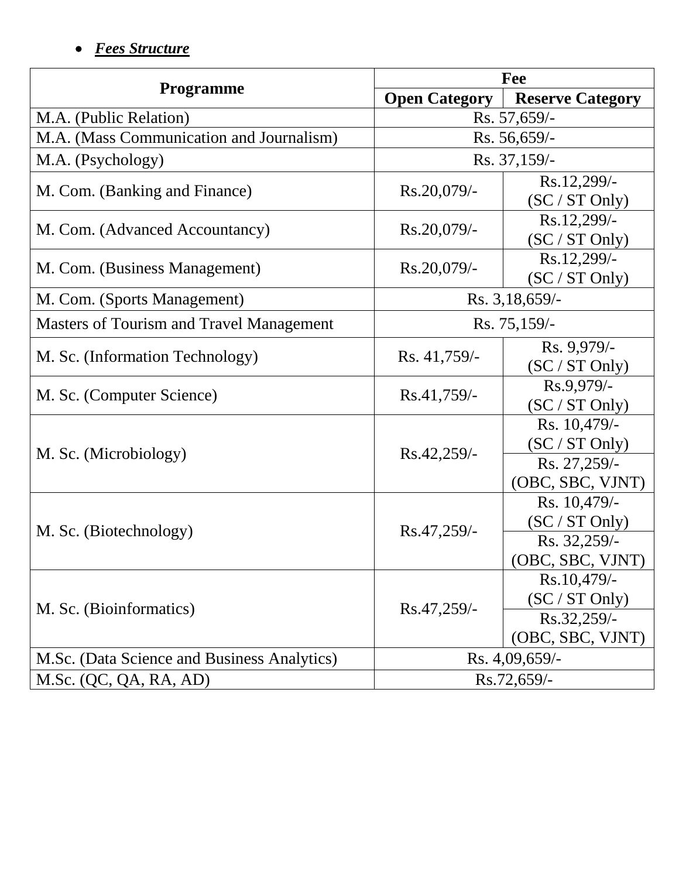- ***Fees Structure***

| Programme | Fee | |
|---|---|---|
| | Open Category | Reserve Category |
| M.A. (Public Relation) | Rs. 57,659/- | |
| M.A. (Mass Communication and Journalism) | Rs. 56,659/- | |
| M.A. (Psychology) | Rs. 37,159/- | |
| M. Com. (Banking and Finance) | Rs.20,079/- | Rs.12,299/- (SC / ST Only) |
| M. Com. (Advanced Accountancy) | Rs.20,079/- | Rs.12,299/- (SC / ST Only) |
| M. Com. (Business Management) | Rs.20,079/- | Rs.12,299/- (SC / ST Only) |
| M. Com. (Sports Management) | Rs. 3,18,659/- | |
| Masters of Tourism and Travel Management | Rs. 75,159/- | |
| M. Sc. (Information Technology) | Rs. 41,759/- | Rs. 9,979/- (SC / ST Only) |
| M. Sc. (Computer Science) | Rs.41,759/- | Rs.9,979/- (SC / ST Only) |
| M. Sc. (Microbiology) | Rs.42,259/- | Rs. 10,479/- (SC / ST Only) |
| | | Rs. 27,259/- (OBC, SBC, VJNT) |
| M. Sc. (Biotechnology) | Rs.47,259/- | Rs. 10,479/- (SC / ST Only) |
| | | Rs. 32,259/- (OBC, SBC, VJNT) |
| M. Sc. (Bioinformatics) | Rs.47,259/- | Rs.10,479/- (SC / ST Only) |
| | | Rs.32,259/- (OBC, SBC, VJNT) |
| M.Sc. (Data Science and Business Analytics) | Rs. 4,09,659/- | |
| M.Sc. (QC, QA, RA, AD) | Rs.72,659/- | |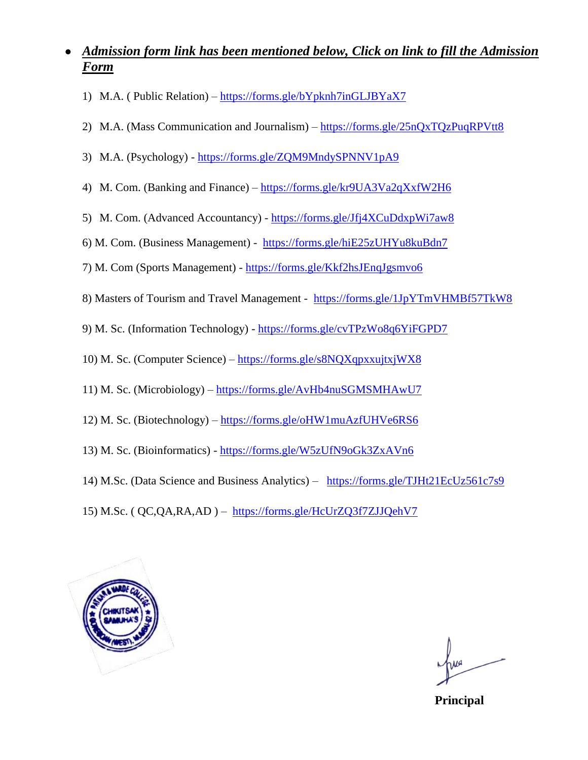- ***Admission form link has been mentioned below, Click on link to fill the Admission Form***

1) M.A. ( Public Relation) – https://forms.gle/bYpknh7inGLJBYaX7
2) M.A. (Mass Communication and Journalism) – https://forms.gle/25nQxTQzPuqRPVtt8
3) M.A. (Psychology) - https://forms.gle/ZQM9MndySPNNV1pA9
4) M. Com. (Banking and Finance) – https://forms.gle/kr9UA3Va2qXxfW2H6
5) M. Com. (Advanced Accountancy) - https://forms.gle/Jfj4XCuDdxpWi7aw8
6) M. Com. (Business Management) - https://forms.gle/hiE25zUHYu8kuBdn7
7) M. Com (Sports Management) - https://forms.gle/Kkf2hsJEnqJgsmvo6
8) Masters of Tourism and Travel Management - https://forms.gle/1JpYTmVHMBf57TkW8
9) M. Sc. (Information Technology) - https://forms.gle/cvTPzWo8q6YiFGPD7
10) M. Sc. (Computer Science) – https://forms.gle/s8NQXqpxxujtxjWX8
11) M. Sc. (Microbiology) – https://forms.gle/AvHb4nuSGMSMHAwU7
12) M. Sc. (Biotechnology) – https://forms.gle/oHW1muAzfUHVe6RS6
13) M. Sc. (Bioinformatics) - https://forms.gle/W5zUfN9oGk3ZxAVn6
14) M.Sc. (Data Science and Business Analytics) – https://forms.gle/TJHt21EcUz561c7s9
15) M.Sc. ( QC,QA,RA,AD ) – https://forms.gle/HcUrZQ3f7ZJJQehV7

**Principal**